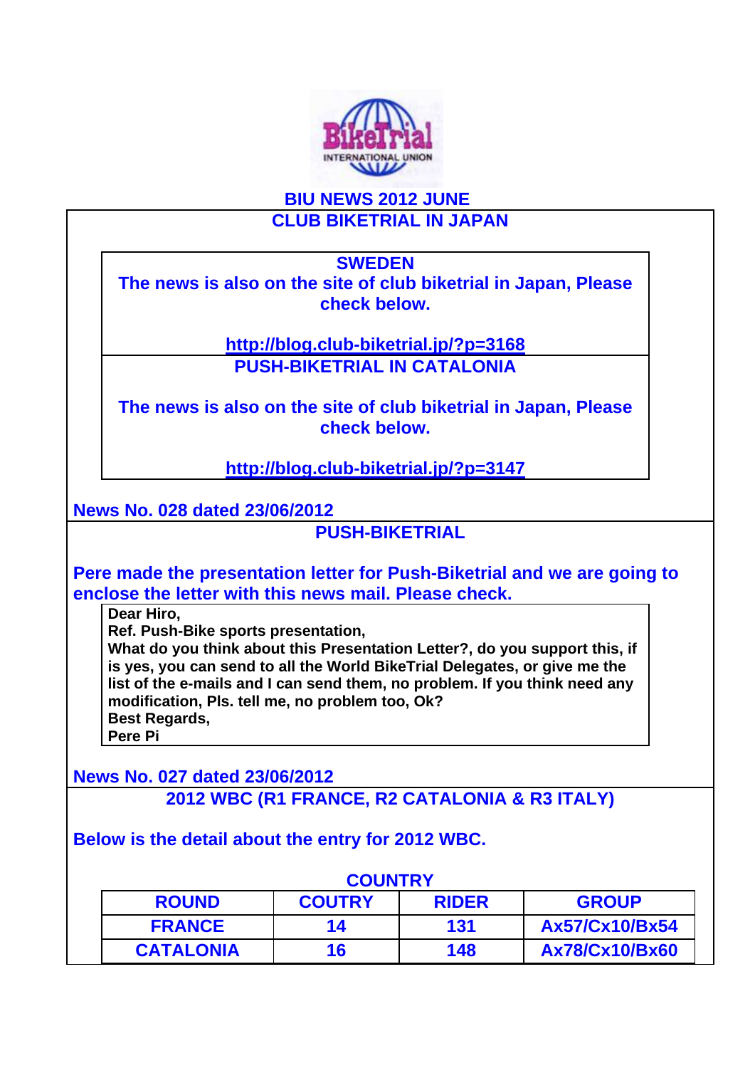# BIU NEWS 2012 JUNE

## CLUB BIKETRIAL IN JAPAN

**SWEDEN**

**The news is also on the site of club biketrial in Japan, Please check below.**

**http://blog.club-biketrial.jp/?p=3168**

**PUSH-BIKETRIAL IN CATALONIA**

**The news is also on the site of club biketrial in Japan, Please check below.**

**http://blog.club-biketrial.jp/?p=3147**

**News No. 028 dated 23/06/2012**

## PUSH-BIKETRIAL

**Pere made the presentation letter for Push-Biketrial and we are going to enclose the letter with this news mail. Please check.**

**Dear Hiro,**
**Ref. Push-Bike sports presentation,**
**What do you think about this Presentation Letter?, do you support this, if is yes, you can send to all the World BikeTrial Delegates, or give me the list of the e-mails and I can send them, no problem. If you think need any modification, Pls. tell me, no problem too, Ok?**
**Best Regards,**
**Pere Pi**

**News No. 027 dated 23/06/2012**

## 2012 WBC (R1 FRANCE, R2 CATALONIA & R3 ITALY)

**Below is the detail about the entry for 2012 WBC.**

**COUNTRY**

| ROUND | COUTRY | RIDER | GROUP |
|---|---|---|---|
| FRANCE | 14 | 131 | Ax57/Cx10/Bx54 |
| CATALONIA | 16 | 148 | Ax78/Cx10/Bx60 |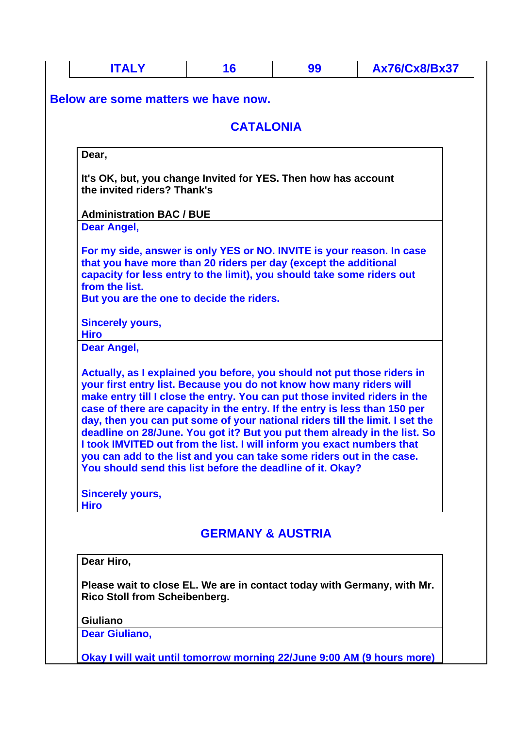| ITALY | 16 | 99 | Ax76/Cx8/Bx37 |
|---|---|---|---|

**Below are some matters we have now.**

## CATALONIA

**Dear,**

**It's OK, but, you change Invited for YES. Then how has account the invited riders? Thank's**

**Administration BAC / BUE**

**Dear Angel,**

**For my side, answer is only YES or NO. INVITE is your reason. In case that you have more than 20 riders per day (except the additional capacity for less entry to the limit), you should take some riders out from the list.**
**But you are the one to decide the riders.**

**Sincerely yours,**
**Hiro**

**Dear Angel,**

**Actually, as I explained you before, you should not put those riders in your first entry list. Because you do not know how many riders will make entry till I close the entry. You can put those invited riders in the case of there are capacity in the entry. If the entry is less than 150 per day, then you can put some of your national riders till the limit. I set the deadline on 28/June. You got it? But you put them already in the list. So I took IMVITED out from the list. I will inform you exact numbers that you can add to the list and you can take some riders out in the case. You should send this list before the deadline of it. Okay?**

**Sincerely yours,**
**Hiro**

## GERMANY & AUSTRIA

**Dear Hiro,**

**Please wait to close EL. We are in contact today with Germany, with Mr. Rico Stoll from Scheibenberg.**

**Giuliano**

**Dear Giuliano,**

**Okay I will wait until tomorrow morning 22/June 9:00 AM (9 hours more)**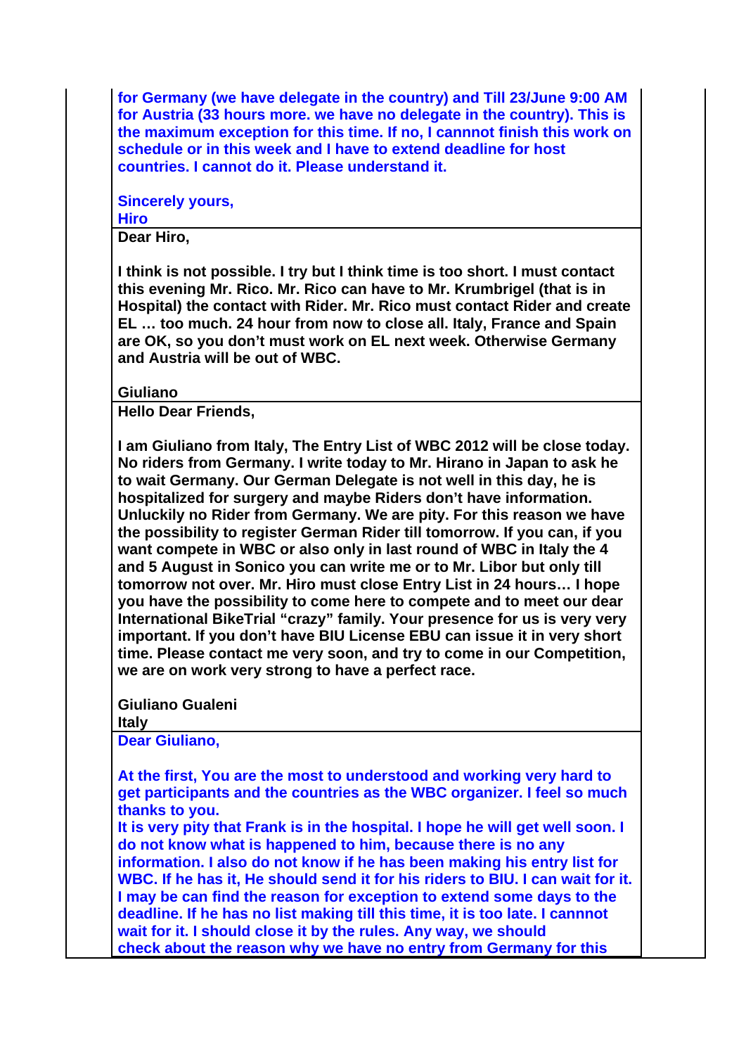**for Germany (we have delegate in the country) and Till 23/June 9:00 AM for Austria (33 hours more. we have no delegate in the country). This is the maximum exception for this time. If no, I cannnot finish this work on schedule or in this week and I have to extend deadline for host countries. I cannot do it. Please understand it.**

**Sincerely yours,**
**Hiro**

---

**Dear Hiro,**

**I think is not possible. I try but I think time is too short. I must contact this evening Mr. Rico. Mr. Rico can have to Mr. Krumbrigel (that is in Hospital) the contact with Rider. Mr. Rico must contact Rider and create EL … too much. 24 hour from now to close all. Italy, France and Spain are OK, so you don't must work on EL next week. Otherwise Germany and Austria will be out of WBC.**

**Giuliano**

---

**Hello Dear Friends,**

**I am Giuliano from Italy, The Entry List of WBC 2012 will be close today. No riders from Germany. I write today to Mr. Hirano in Japan to ask he to wait Germany. Our German Delegate is not well in this day, he is hospitalized for surgery and maybe Riders don't have information. Unluckily no Rider from Germany. We are pity. For this reason we have the possibility to register German Rider till tomorrow. If you can, if you want compete in WBC or also only in last round of WBC in Italy the 4 and 5 August in Sonico you can write me or to Mr. Libor but only till tomorrow not over. Mr. Hiro must close Entry List in 24 hours… I hope you have the possibility to come here to compete and to meet our dear International BikeTrial "crazy" family. Your presence for us is very very important. If you don't have BIU License EBU can issue it in very short time. Please contact me very soon, and try to come in our Competition, we are on work very strong to have a perfect race.**

**Giuliano Gualeni**
**Italy**

---

**Dear Giuliano,**

**At the first, You are the most to understood and working very hard to get participants and the countries as the WBC organizer. I feel so much thanks to you.**
**It is very pity that Frank is in the hospital. I hope he will get well soon. I do not know what is happened to him, because there is no any information. I also do not know if he has been making his entry list for WBC. If he has it, He should send it for his riders to BIU. I can wait for it. I may be can find the reason for exception to extend some days to the deadline. If he has no list making till this time, it is too late. I cannot wait for it. I should close it by the rules. Any way, we should check about the reason why we have no entry from Germany for this**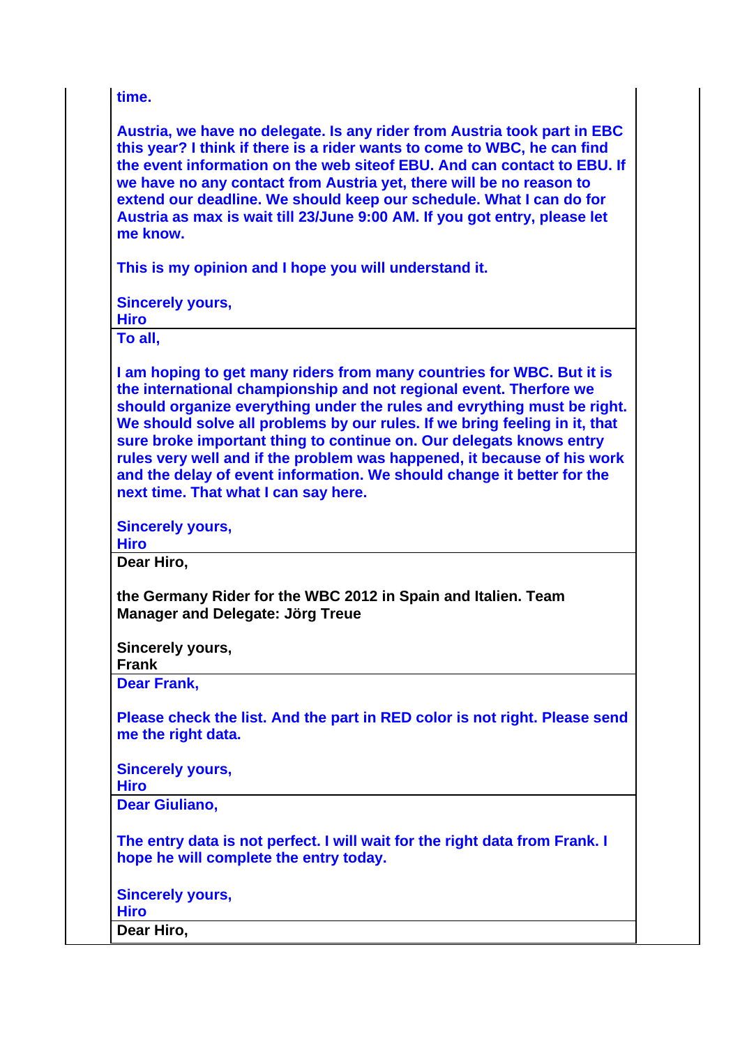**time.**

**Austria, we have no delegate. Is any rider from Austria took part in EBC this year? I think if there is a rider wants to come to WBC, he can find the event information on the web siteof EBU. And can contact to EBU. If we have no any contact from Austria yet, there will be no reason to extend our deadline. We should keep our schedule. What I can do for Austria as max is wait till 23/June 9:00 AM. If you got entry, please let me know.**

**This is my opinion and I hope you will understand it.**

**Sincerely yours,**
**Hiro**

---

**To all,**

**I am hoping to get many riders from many countries for WBC. But it is the international championship and not regional event. Therfore we should organize everything under the rules and evrything must be right. We should solve all problems by our rules. If we bring feeling in it, that sure broke important thing to continue on. Our delegats knows entry rules very well and if the problem was happened, it because of his work and the delay of event information. We should change it better for the next time. That what I can say here.**

**Sincerely yours,**
**Hiro**

---

**Dear Hiro,**

**the Germany Rider for the WBC 2012 in Spain and Italien. Team Manager and Delegate: Jörg Treue**

**Sincerely yours,**
**Frank**

---

**Dear Frank,**

**Please check the list. And the part in RED color is not right. Please send me the right data.**

**Sincerely yours,**
**Hiro**

---

**Dear Giuliano,**

**The entry data is not perfect. I will wait for the right data from Frank. I hope he will complete the entry today.**

**Sincerely yours,**
**Hiro**

---

**Dear Hiro,**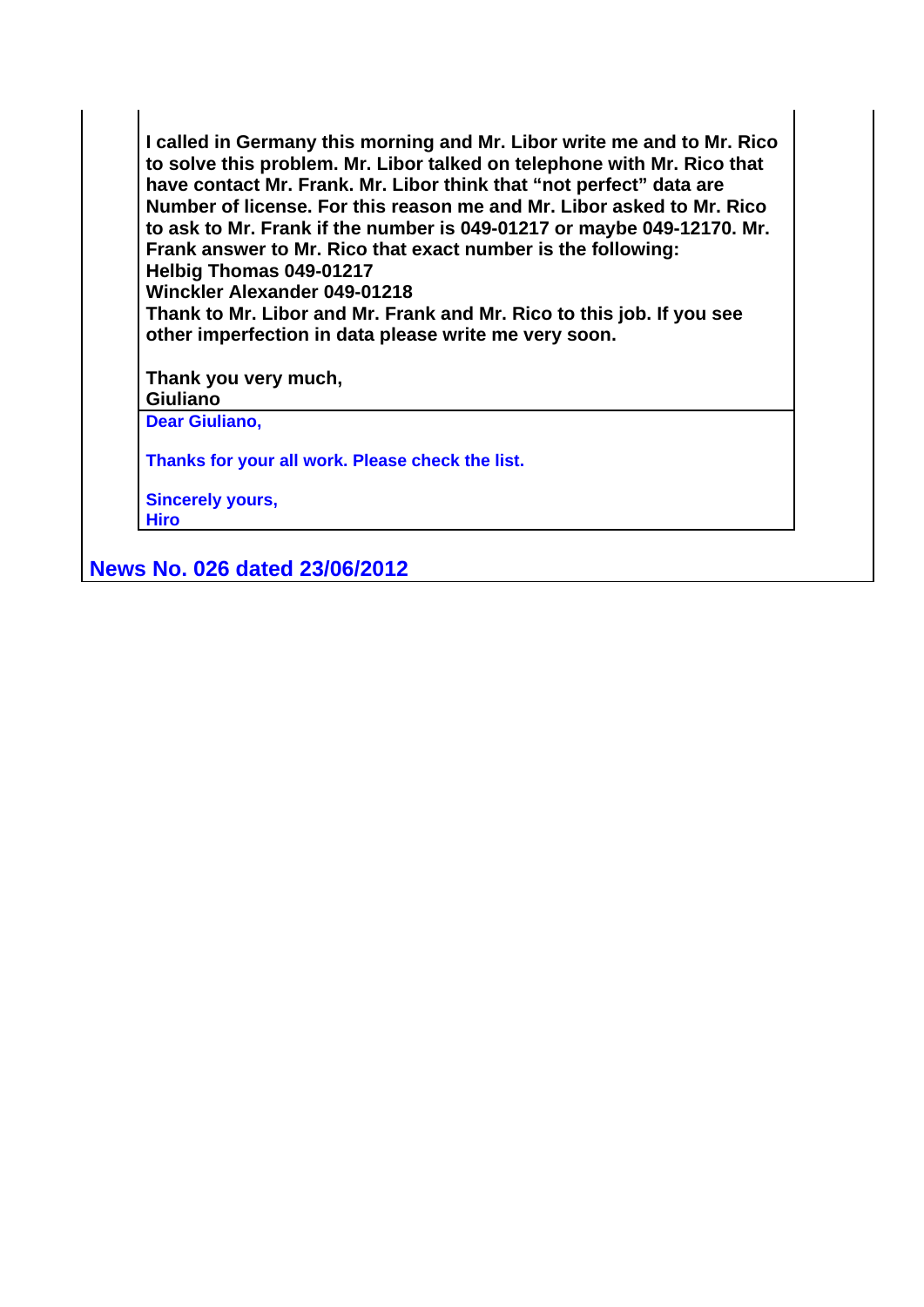**I called in Germany this morning and Mr. Libor write me and to Mr. Rico to solve this problem. Mr. Libor talked on telephone with Mr. Rico that have contact Mr. Frank. Mr. Libor think that "not perfect" data are Number of license. For this reason me and Mr. Libor asked to Mr. Rico to ask to Mr. Frank if the number is 049-01217 or maybe 049-12170. Mr. Frank answer to Mr. Rico that exact number is the following:**
**Helbig Thomas 049-01217**
**Winckler Alexander 049-01218**
**Thank to Mr. Libor and Mr. Frank and Mr. Rico to this job. If you see other imperfection in data please write me very soon.**

**Thank you very much,**
**Giuliano**

**Dear Giuliano,**

**Thanks for your all work. Please check the list.**

**Sincerely yours,**
**Hiro**

## News No. 026 dated 23/06/2012